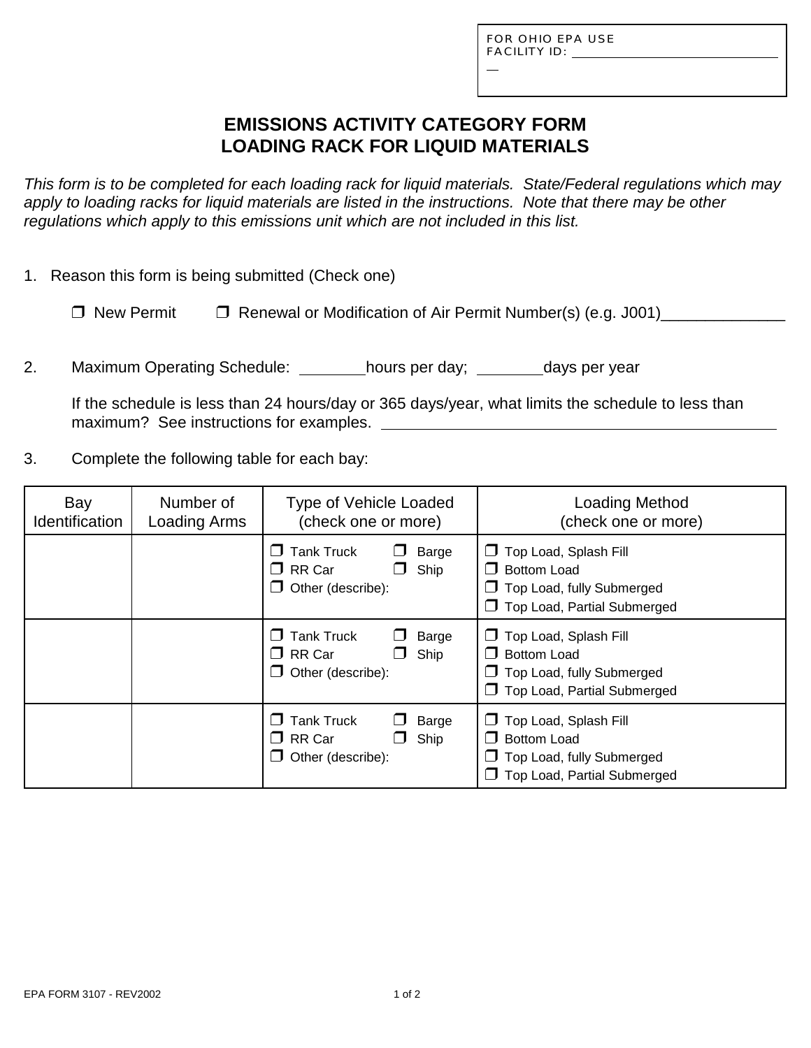FOR OHIO EPA USE
FACILITY ID: ______________________

# EMISSIONS ACTIVITY CATEGORY FORM
# LOADING RACK FOR LIQUID MATERIALS

*This form is to be completed for each loading rack for liquid materials. State/Federal regulations which may apply to loading racks for liquid materials are listed in the instructions. Note that there may be other regulations which apply to this emissions unit which are not included in this list.*

1. Reason this form is being submitted (Check one)

   ❒ New Permit ❒ Renewal or Modification of Air Permit Number(s) (e.g. J001)______________

2. Maximum Operating Schedule: ________hours per day; ________days per year

   If the schedule is less than 24 hours/day or 365 days/year, what limits the schedule to less than maximum? See instructions for examples. ______________________________________________

3. Complete the following table for each bay:

| Bay Identification | Number of Loading Arms | Type of Vehicle Loaded (check one or more) | Loading Method (check one or more) |
|---|---|---|---|
| | | ❒ Tank Truck ❒ Barge<br>❒ RR Car ❒ Ship<br>❒ Other (describe): | ❒ Top Load, Splash Fill<br>❒ Bottom Load<br>❒ Top Load, fully Submerged<br>❒ Top Load, Partial Submerged |
| | | ❒ Tank Truck ❒ Barge<br>❒ RR Car ❒ Ship<br>❒ Other (describe): | ❒ Top Load, Splash Fill<br>❒ Bottom Load<br>❒ Top Load, fully Submerged<br>❒ Top Load, Partial Submerged |
| | | ❒ Tank Truck ❒ Barge<br>❒ RR Car ❒ Ship<br>❒ Other (describe): | ❒ Top Load, Splash Fill<br>❒ Bottom Load<br>❒ Top Load, fully Submerged<br>❒ Top Load, Partial Submerged |

EPA FORM 3107 - REV2002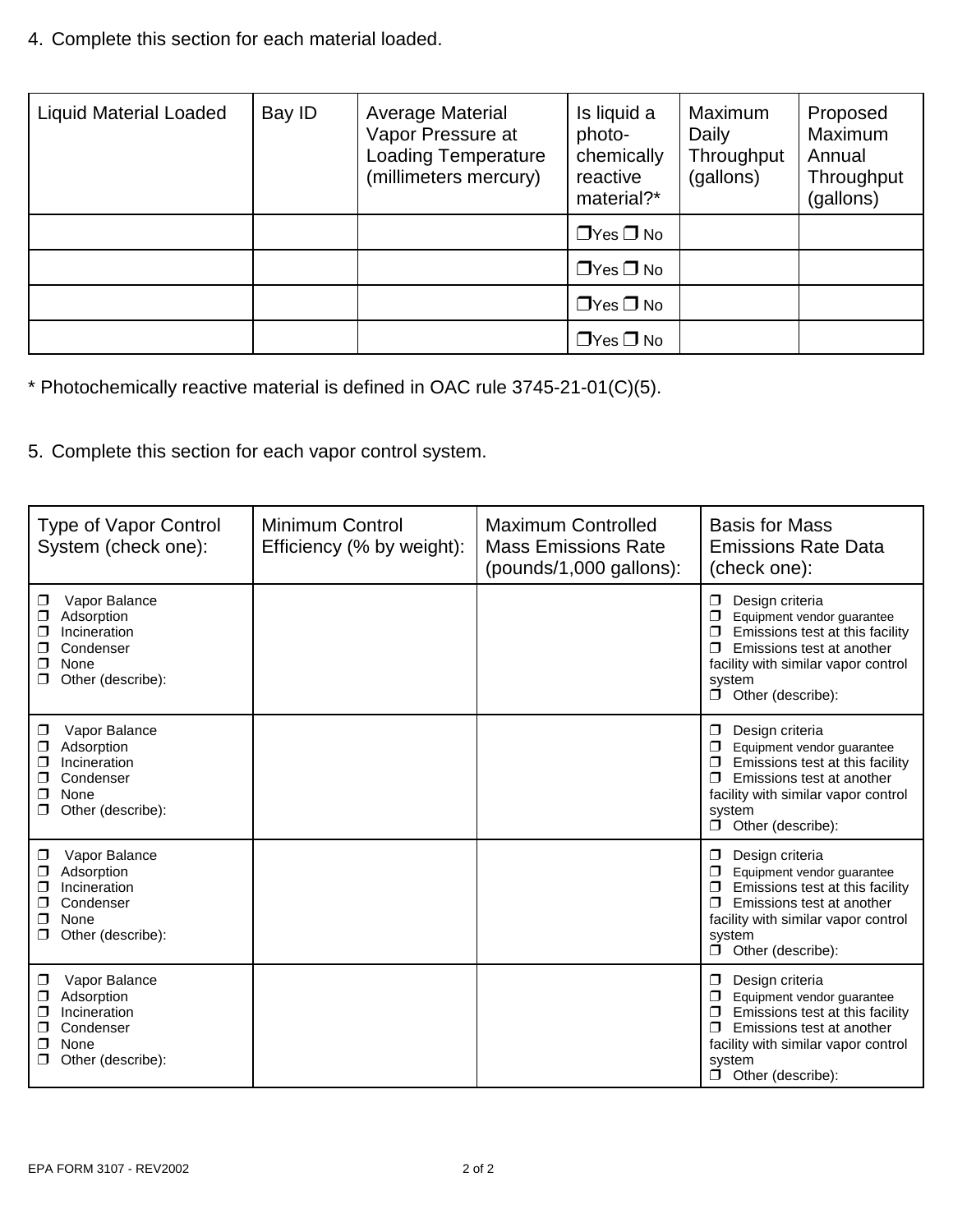4. Complete this section for each material loaded.

| Liquid Material Loaded | Bay ID | Average Material Vapor Pressure at Loading Temperature (millimeters mercury) | Is liquid a photo-chemically reactive material?* | Maximum Daily Throughput (gallons) | Proposed Maximum Annual Throughput (gallons) |
|---|---|---|---|---|---|
| | | | ❒Yes ❒ No | | |
| | | | ❒Yes ❒ No | | |
| | | | ❒Yes ❒ No | | |
| | | | ❒Yes ❒ No | | |

* Photochemically reactive material is defined in OAC rule 3745-21-01(C)(5).

5. Complete this section for each vapor control system.

| Type of Vapor Control System (check one): | Minimum Control Efficiency (% by weight): | Maximum Controlled Mass Emissions Rate (pounds/1,000 gallons): | Basis for Mass Emissions Rate Data (check one): |
|---|---|---|---|
| ❒ Vapor Balance<br>❒ Adsorption<br>❒ Incineration<br>❒ Condenser<br>❒ None<br>❒ Other (describe): | | | ❒ Design criteria<br>❒ Equipment vendor guarantee<br>❒ Emissions test at this facility<br>❒ Emissions test at another facility with similar vapor control system<br>❒ Other (describe): |
| ❒ Vapor Balance<br>❒ Adsorption<br>❒ Incineration<br>❒ Condenser<br>❒ None<br>❒ Other (describe): | | | ❒ Design criteria<br>❒ Equipment vendor guarantee<br>❒ Emissions test at this facility<br>❒ Emissions test at another facility with similar vapor control system<br>❒ Other (describe): |
| ❒ Vapor Balance<br>❒ Adsorption<br>❒ Incineration<br>❒ Condenser<br>❒ None<br>❒ Other (describe): | | | ❒ Design criteria<br>❒ Equipment vendor guarantee<br>❒ Emissions test at this facility<br>❒ Emissions test at another facility with similar vapor control system<br>❒ Other (describe): |
| ❒ Vapor Balance<br>❒ Adsorption<br>❒ Incineration<br>❒ Condenser<br>❒ None<br>❒ Other (describe): | | | ❒ Design criteria<br>❒ Equipment vendor guarantee<br>❒ Emissions test at this facility<br>❒ Emissions test at another facility with similar vapor control system<br>❒ Other (describe): |

EPA FORM 3107 - REV2002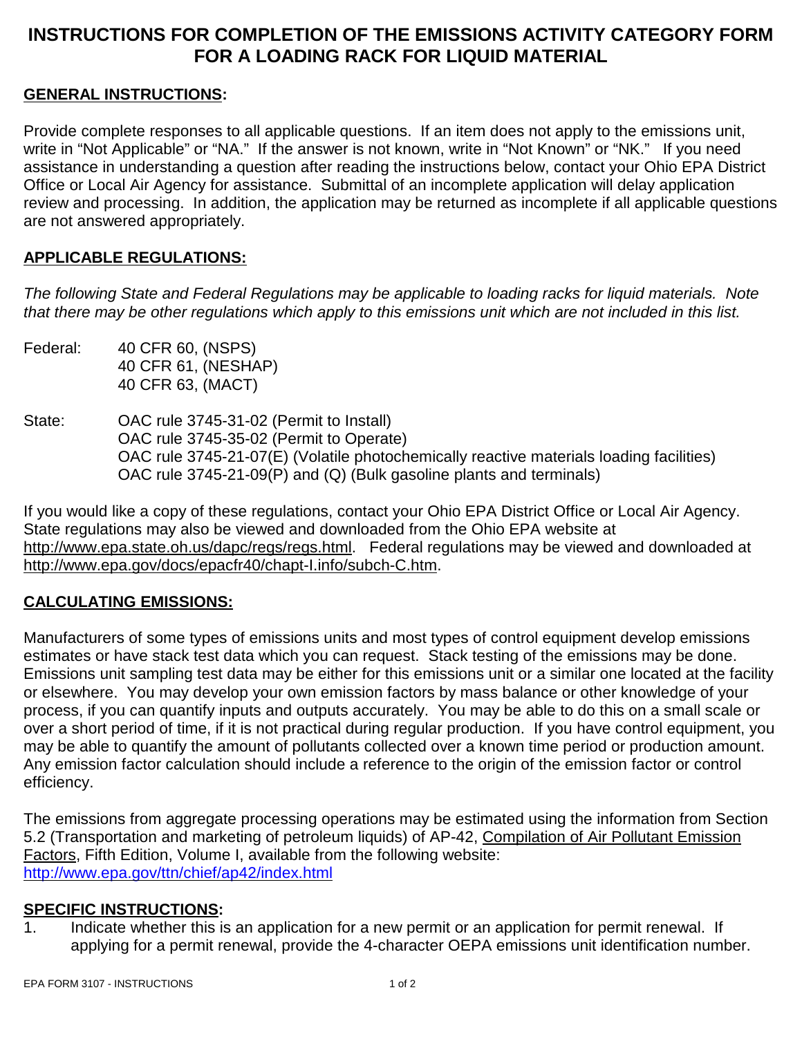# INSTRUCTIONS FOR COMPLETION OF THE EMISSIONS ACTIVITY CATEGORY FORM FOR A LOADING RACK FOR LIQUID MATERIAL

## GENERAL INSTRUCTIONS:

Provide complete responses to all applicable questions. If an item does not apply to the emissions unit, write in "Not Applicable" or "NA." If the answer is not known, write in "Not Known" or "NK." If you need assistance in understanding a question after reading the instructions below, contact your Ohio EPA District Office or Local Air Agency for assistance. Submittal of an incomplete application will delay application review and processing. In addition, the application may be returned as incomplete if all applicable questions are not answered appropriately.

## APPLICABLE REGULATIONS:

*The following State and Federal Regulations may be applicable to loading racks for liquid materials. Note that there may be other regulations which apply to this emissions unit which are not included in this list.*

Federal: 40 CFR 60, (NSPS)
40 CFR 61, (NESHAP)
40 CFR 63, (MACT)

State: OAC rule 3745-31-02 (Permit to Install)
OAC rule 3745-35-02 (Permit to Operate)
OAC rule 3745-21-07(E) (Volatile photochemically reactive materials loading facilities)
OAC rule 3745-21-09(P) and (Q) (Bulk gasoline plants and terminals)

If you would like a copy of these regulations, contact your Ohio EPA District Office or Local Air Agency. State regulations may also be viewed and downloaded from the Ohio EPA website at http://www.epa.state.oh.us/dapc/regs/regs.html. Federal regulations may be viewed and downloaded at http://www.epa.gov/docs/epacfr40/chapt-I.info/subch-C.htm.

## CALCULATING EMISSIONS:

Manufacturers of some types of emissions units and most types of control equipment develop emissions estimates or have stack test data which you can request. Stack testing of the emissions may be done. Emissions unit sampling test data may be either for this emissions unit or a similar one located at the facility or elsewhere. You may develop your own emission factors by mass balance or other knowledge of your process, if you can quantify inputs and outputs accurately. You may be able to do this on a small scale or over a short period of time, if it is not practical during regular production. If you have control equipment, you may be able to quantify the amount of pollutants collected over a known time period or production amount. Any emission factor calculation should include a reference to the origin of the emission factor or control efficiency.

The emissions from aggregate processing operations may be estimated using the information from Section 5.2 (Transportation and marketing of petroleum liquids) of AP-42, Compilation of Air Pollutant Emission Factors, Fifth Edition, Volume I, available from the following website: http://www.epa.gov/ttn/chief/ap42/index.html

## SPECIFIC INSTRUCTIONS:

1. Indicate whether this is an application for a new permit or an application for permit renewal. If applying for a permit renewal, provide the 4-character OEPA emissions unit identification number.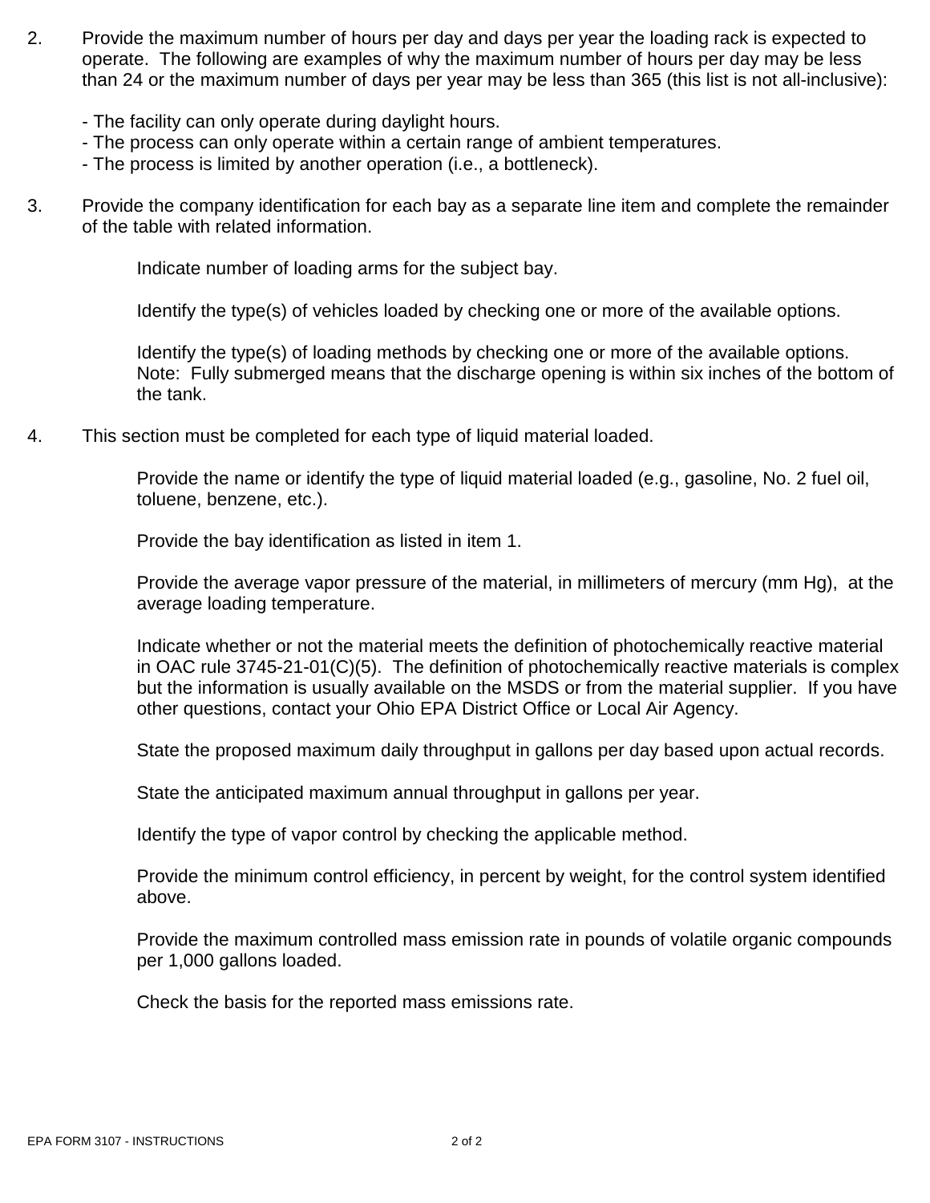2. Provide the maximum number of hours per day and days per year the loading rack is expected to operate. The following are examples of why the maximum number of hours per day may be less than 24 or the maximum number of days per year may be less than 365 (this list is not all-inclusive):

   - The facility can only operate during daylight hours.
   - The process can only operate within a certain range of ambient temperatures.
   - The process is limited by another operation (i.e., a bottleneck).

3. Provide the company identification for each bay as a separate line item and complete the remainder of the table with related information.

   Indicate number of loading arms for the subject bay.

   Identify the type(s) of vehicles loaded by checking one or more of the available options.

   Identify the type(s) of loading methods by checking one or more of the available options. Note: Fully submerged means that the discharge opening is within six inches of the bottom of the tank.

4. This section must be completed for each type of liquid material loaded.

   Provide the name or identify the type of liquid material loaded (e.g., gasoline, No. 2 fuel oil, toluene, benzene, etc.).

   Provide the bay identification as listed in item 1.

   Provide the average vapor pressure of the material, in millimeters of mercury (mm Hg), at the average loading temperature.

   Indicate whether or not the material meets the definition of photochemically reactive material in OAC rule 3745-21-01(C)(5). The definition of photochemically reactive materials is complex but the information is usually available on the MSDS or from the material supplier. If you have other questions, contact your Ohio EPA District Office or Local Air Agency.

   State the proposed maximum daily throughput in gallons per day based upon actual records.

   State the anticipated maximum annual throughput in gallons per year.

   Identify the type of vapor control by checking the applicable method.

   Provide the minimum control efficiency, in percent by weight, for the control system identified above.

   Provide the maximum controlled mass emission rate in pounds of volatile organic compounds per 1,000 gallons loaded.

   Check the basis for the reported mass emissions rate.

EPA FORM 3107 - INSTRUCTIONS